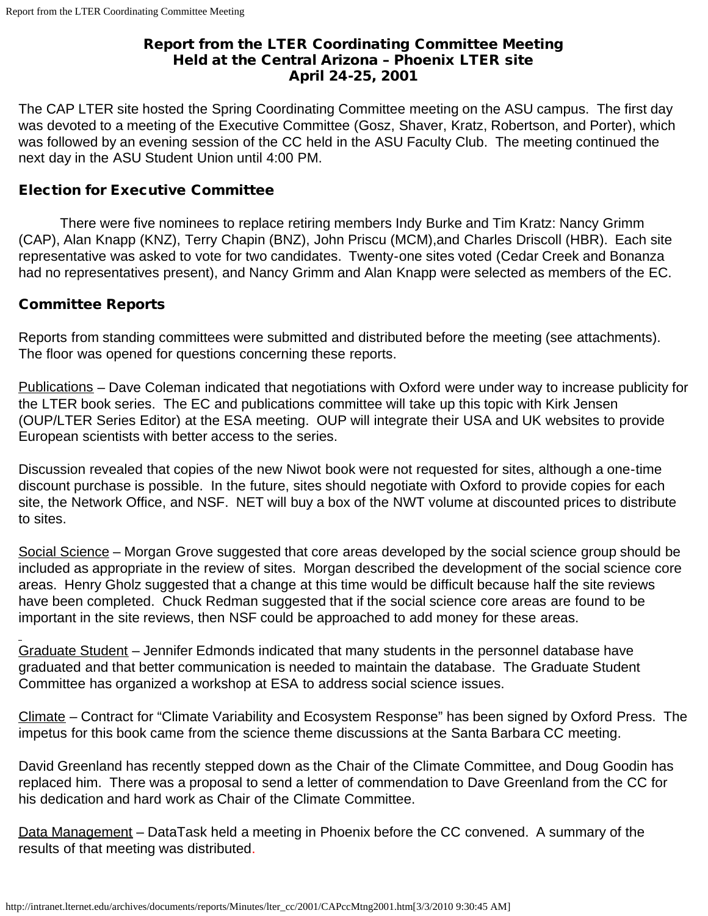# Report from the LTER Coordinating Committee Meeting
# Held at the Central Arizona – Phoenix LTER site
# April 24-25, 2001

The CAP LTER site hosted the Spring Coordinating Committee meeting on the ASU campus. The first day was devoted to a meeting of the Executive Committee (Gosz, Shaver, Kratz, Robertson, and Porter), which was followed by an evening session of the CC held in the ASU Faculty Club. The meeting continued the next day in the ASU Student Union until 4:00 PM.

## Election for Executive Committee

There were five nominees to replace retiring members Indy Burke and Tim Kratz: Nancy Grimm (CAP), Alan Knapp (KNZ), Terry Chapin (BNZ), John Priscu (MCM),and Charles Driscoll (HBR). Each site representative was asked to vote for two candidates. Twenty-one sites voted (Cedar Creek and Bonanza had no representatives present), and Nancy Grimm and Alan Knapp were selected as members of the EC.

## Committee Reports

Reports from standing committees were submitted and distributed before the meeting (see attachments). The floor was opened for questions concerning these reports.

Publications – Dave Coleman indicated that negotiations with Oxford were under way to increase publicity for the LTER book series. The EC and publications committee will take up this topic with Kirk Jensen (OUP/LTER Series Editor) at the ESA meeting. OUP will integrate their USA and UK websites to provide European scientists with better access to the series.

Discussion revealed that copies of the new Niwot book were not requested for sites, although a one-time discount purchase is possible. In the future, sites should negotiate with Oxford to provide copies for each site, the Network Office, and NSF. NET will buy a box of the NWT volume at discounted prices to distribute to sites.

Social Science – Morgan Grove suggested that core areas developed by the social science group should be included as appropriate in the review of sites. Morgan described the development of the social science core areas. Henry Gholz suggested that a change at this time would be difficult because half the site reviews have been completed. Chuck Redman suggested that if the social science core areas are found to be important in the site reviews, then NSF could be approached to add money for these areas.

Graduate Student – Jennifer Edmonds indicated that many students in the personnel database have graduated and that better communication is needed to maintain the database. The Graduate Student Committee has organized a workshop at ESA to address social science issues.

Climate – Contract for "Climate Variability and Ecosystem Response" has been signed by Oxford Press. The impetus for this book came from the science theme discussions at the Santa Barbara CC meeting.

David Greenland has recently stepped down as the Chair of the Climate Committee, and Doug Goodin has replaced him. There was a proposal to send a letter of commendation to Dave Greenland from the CC for his dedication and hard work as Chair of the Climate Committee.

Data Management – DataTask held a meeting in Phoenix before the CC convened. A summary of the results of that meeting was distributed.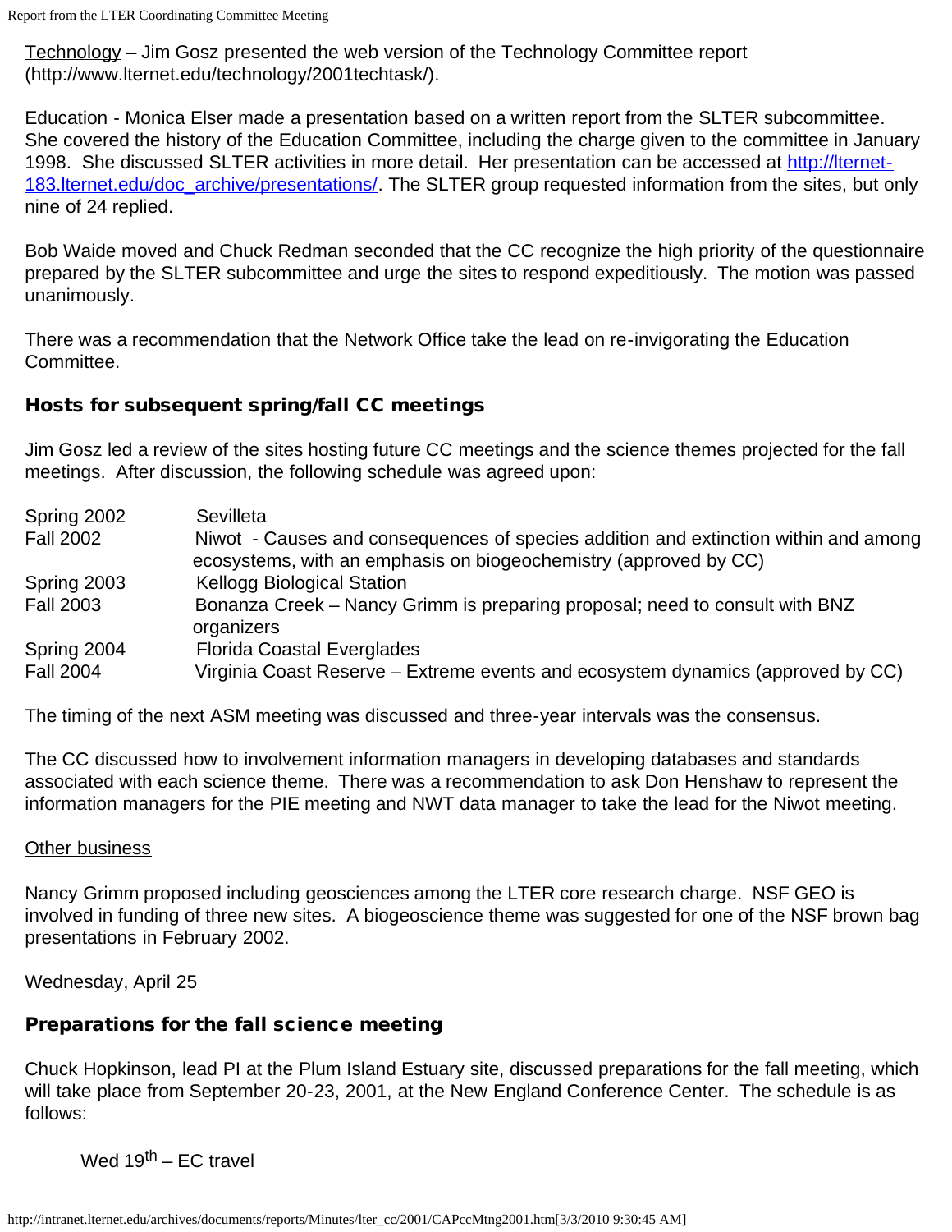Technology – Jim Gosz presented the web version of the Technology Committee report (http://www.lternet.edu/technology/2001techtask/).

Education - Monica Elser made a presentation based on a written report from the SLTER subcommittee. She covered the history of the Education Committee, including the charge given to the committee in January 1998. She discussed SLTER activities in more detail. Her presentation can be accessed at [http://lternet-183.lternet.edu/doc_archive/presentations/](http://lternet-183.lternet.edu/doc_archive/presentations/). The SLTER group requested information from the sites, but only nine of 24 replied.

Bob Waide moved and Chuck Redman seconded that the CC recognize the high priority of the questionnaire prepared by the SLTER subcommittee and urge the sites to respond expeditiously. The motion was passed unanimously.

There was a recommendation that the Network Office take the lead on re-invigorating the Education Committee.

### Hosts for subsequent spring/fall CC meetings

Jim Gosz led a review of the sites hosting future CC meetings and the science themes projected for the fall meetings. After discussion, the following schedule was agreed upon:

| | |
|---|---|
| Spring 2002 | Sevilleta |
| Fall 2002 | Niwot - Causes and consequences of species addition and extinction within and among ecosystems, with an emphasis on biogeochemistry (approved by CC) |
| Spring 2003 | Kellogg Biological Station |
| Fall 2003 | Bonanza Creek – Nancy Grimm is preparing proposal; need to consult with BNZ organizers |
| Spring 2004 | Florida Coastal Everglades |
| Fall 2004 | Virginia Coast Reserve – Extreme events and ecosystem dynamics (approved by CC) |

The timing of the next ASM meeting was discussed and three-year intervals was the consensus.

The CC discussed how to involvement information managers in developing databases and standards associated with each science theme. There was a recommendation to ask Don Henshaw to represent the information managers for the PIE meeting and NWT data manager to take the lead for the Niwot meeting.

Other business

Nancy Grimm proposed including geosciences among the LTER core research charge. NSF GEO is involved in funding of three new sites. A biogeoscience theme was suggested for one of the NSF brown bag presentations in February 2002.

Wednesday, April 25

### Preparations for the fall science meeting

Chuck Hopkinson, lead PI at the Plum Island Estuary site, discussed preparations for the fall meeting, which will take place from September 20-23, 2001, at the New England Conference Center. The schedule is as follows:

Wed 19th – EC travel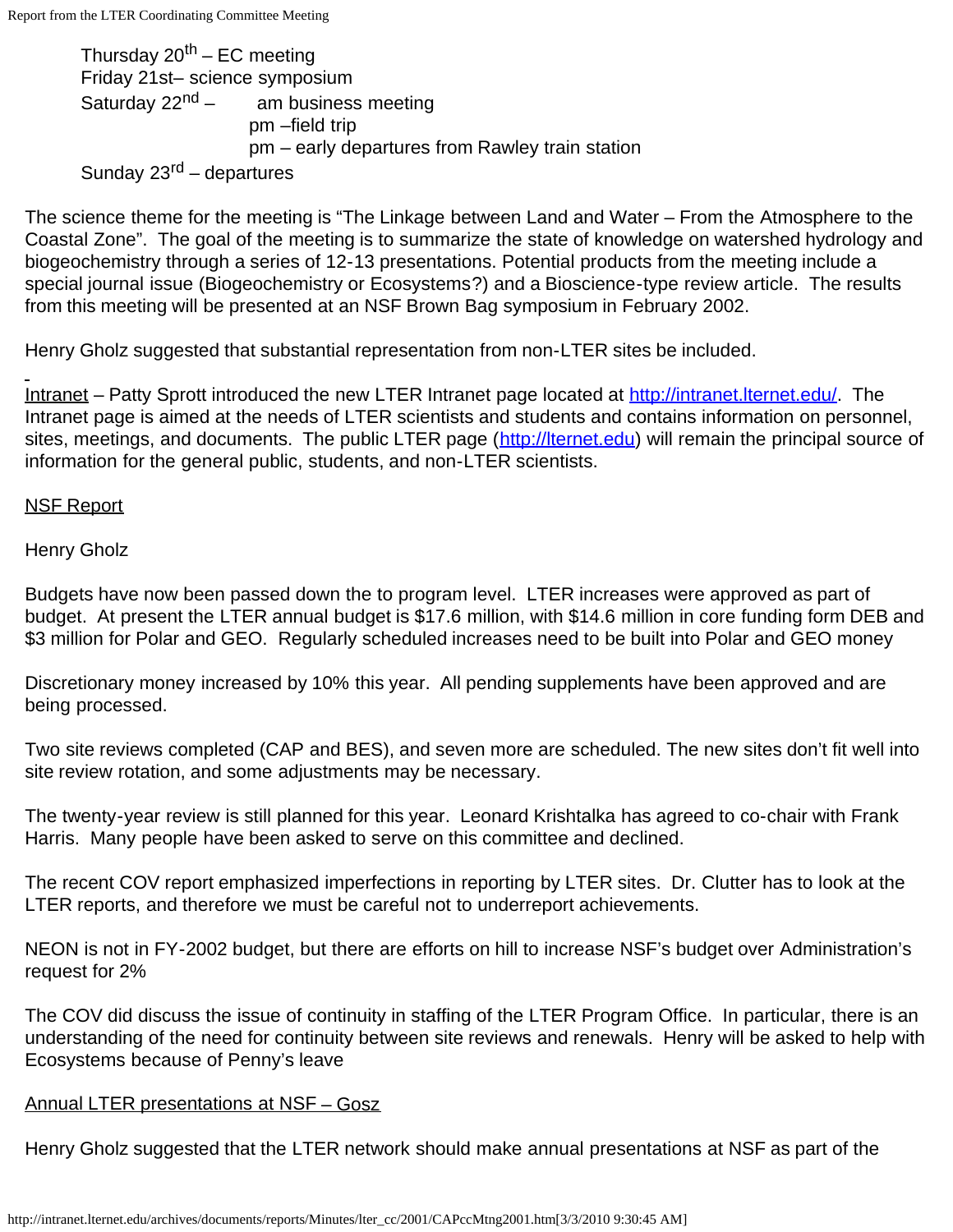Thursday 20th – EC meeting
Friday 21st– science symposium
Saturday 22nd – am business meeting
pm –field trip
pm – early departures from Rawley train station
Sunday 23rd – departures

The science theme for the meeting is "The Linkage between Land and Water – From the Atmosphere to the Coastal Zone". The goal of the meeting is to summarize the state of knowledge on watershed hydrology and biogeochemistry through a series of 12-13 presentations. Potential products from the meeting include a special journal issue (Biogeochemistry or Ecosystems?) and a Bioscience-type review article. The results from this meeting will be presented at an NSF Brown Bag symposium in February 2002.

Henry Gholz suggested that substantial representation from non-LTER sites be included.

Intranet – Patty Sprott introduced the new LTER Intranet page located at http://intranet.lternet.edu/. The Intranet page is aimed at the needs of LTER scientists and students and contains information on personnel, sites, meetings, and documents. The public LTER page (http://lternet.edu) will remain the principal source of information for the general public, students, and non-LTER scientists.

NSF Report

Henry Gholz

Budgets have now been passed down the to program level. LTER increases were approved as part of budget. At present the LTER annual budget is $17.6 million, with $14.6 million in core funding form DEB and $3 million for Polar and GEO. Regularly scheduled increases need to be built into Polar and GEO money

Discretionary money increased by 10% this year. All pending supplements have been approved and are being processed.

Two site reviews completed (CAP and BES), and seven more are scheduled. The new sites don't fit well into site review rotation, and some adjustments may be necessary.

The twenty-year review is still planned for this year. Leonard Krishtalka has agreed to co-chair with Frank Harris. Many people have been asked to serve on this committee and declined.

The recent COV report emphasized imperfections in reporting by LTER sites. Dr. Clutter has to look at the LTER reports, and therefore we must be careful not to underreport achievements.

NEON is not in FY-2002 budget, but there are efforts on hill to increase NSF's budget over Administration's request for 2%

The COV did discuss the issue of continuity in staffing of the LTER Program Office. In particular, there is an understanding of the need for continuity between site reviews and renewals. Henry will be asked to help with Ecosystems because of Penny's leave

Annual LTER presentations at NSF – Gosz

Henry Gholz suggested that the LTER network should make annual presentations at NSF as part of the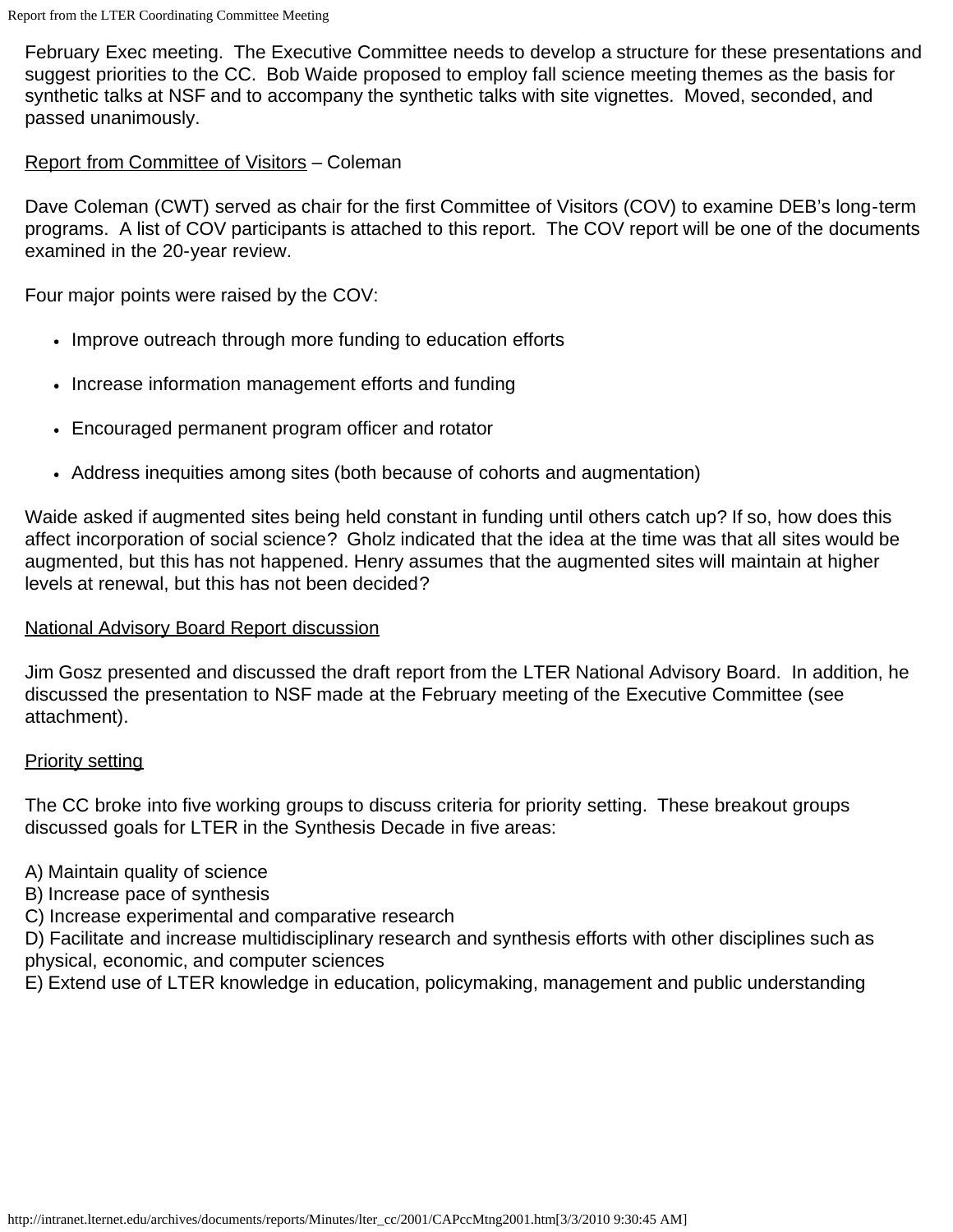February Exec meeting. The Executive Committee needs to develop a structure for these presentations and suggest priorities to the CC. Bob Waide proposed to employ fall science meeting themes as the basis for synthetic talks at NSF and to accompany the synthetic talks with site vignettes. Moved, seconded, and passed unanimously.

Report from Committee of Visitors – Coleman

Dave Coleman (CWT) served as chair for the first Committee of Visitors (COV) to examine DEB's long-term programs. A list of COV participants is attached to this report. The COV report will be one of the documents examined in the 20-year review.

Four major points were raised by the COV:

- Improve outreach through more funding to education efforts
- Increase information management efforts and funding
- Encouraged permanent program officer and rotator
- Address inequities among sites (both because of cohorts and augmentation)

Waide asked if augmented sites being held constant in funding until others catch up? If so, how does this affect incorporation of social science? Gholz indicated that the idea at the time was that all sites would be augmented, but this has not happened. Henry assumes that the augmented sites will maintain at higher levels at renewal, but this has not been decided?

National Advisory Board Report discussion

Jim Gosz presented and discussed the draft report from the LTER National Advisory Board. In addition, he discussed the presentation to NSF made at the February meeting of the Executive Committee (see attachment).

Priority setting

The CC broke into five working groups to discuss criteria for priority setting. These breakout groups discussed goals for LTER in the Synthesis Decade in five areas:

A) Maintain quality of science
B) Increase pace of synthesis
C) Increase experimental and comparative research
D) Facilitate and increase multidisciplinary research and synthesis efforts with other disciplines such as physical, economic, and computer sciences
E) Extend use of LTER knowledge in education, policymaking, management and public understanding